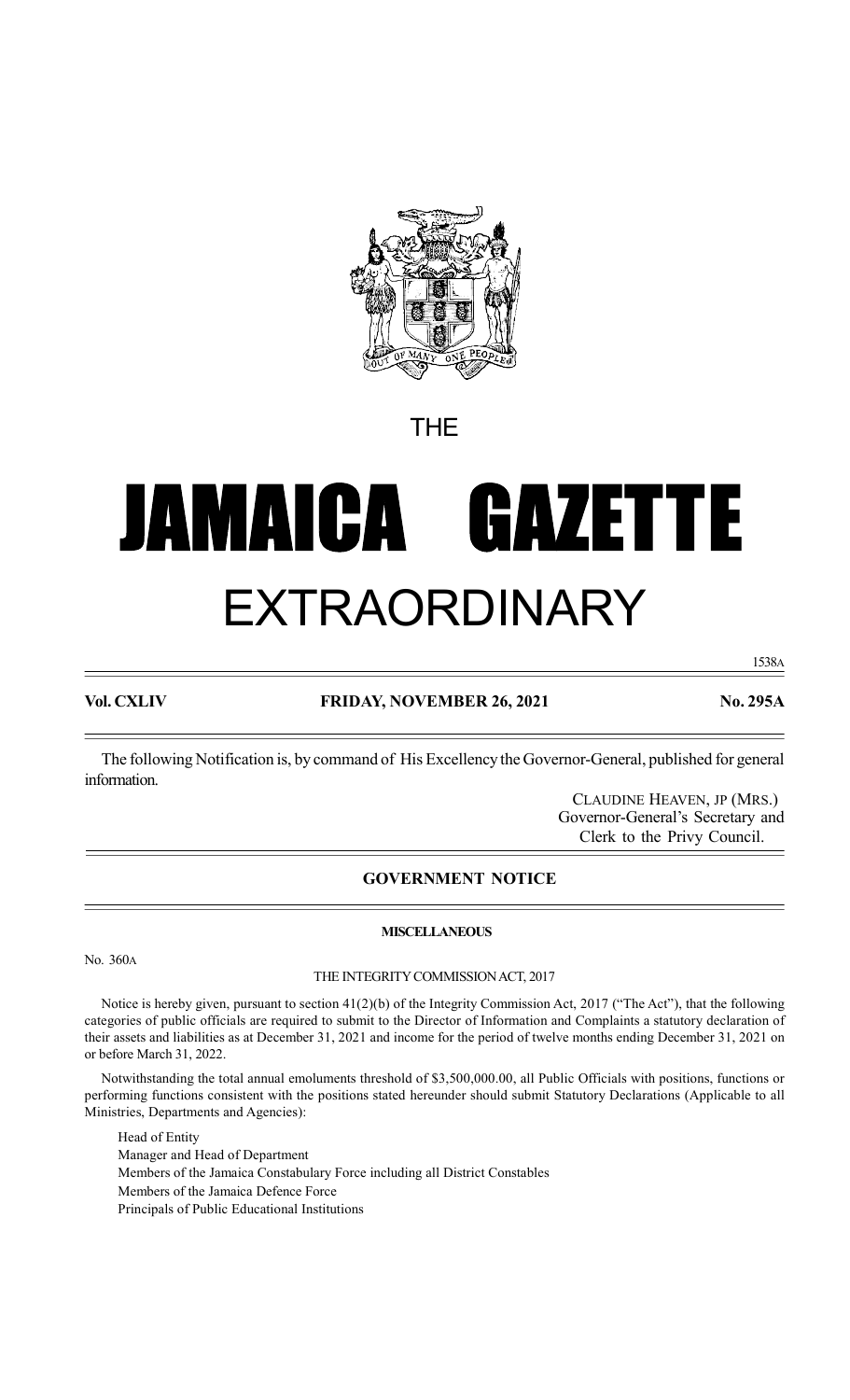THE

# JAMAICA GAZETTE

# EXTRAORDINARY

1538A

**Vol. CXLIV** **FRIDAY, NOVEMBER 26, 2021** **No. 295A**

The following Notification is, by command of His Excellency the Governor-General, published for general information.

CLAUDINE HEAVEN, JP (MRS.)
Governor-General's Secretary and
Clerk to the Privy Council.

## GOVERNMENT NOTICE

### MISCELLANEOUS

No. 360A

THE INTEGRITY COMMISSION ACT, 2017

Notice is hereby given, pursuant to section 41(2)(b) of the Integrity Commission Act, 2017 ("The Act"), that the following categories of public officials are required to submit to the Director of Information and Complaints a statutory declaration of their assets and liabilities as at December 31, 2021 and income for the period of twelve months ending December 31, 2021 on or before March 31, 2022.

Notwithstanding the total annual emoluments threshold of $3,500,000.00, all Public Officials with positions, functions or performing functions consistent with the positions stated hereunder should submit Statutory Declarations (Applicable to all Ministries, Departments and Agencies):

Head of Entity
Manager and Head of Department
Members of the Jamaica Constabulary Force including all District Constables
Members of the Jamaica Defence Force
Principals of Public Educational Institutions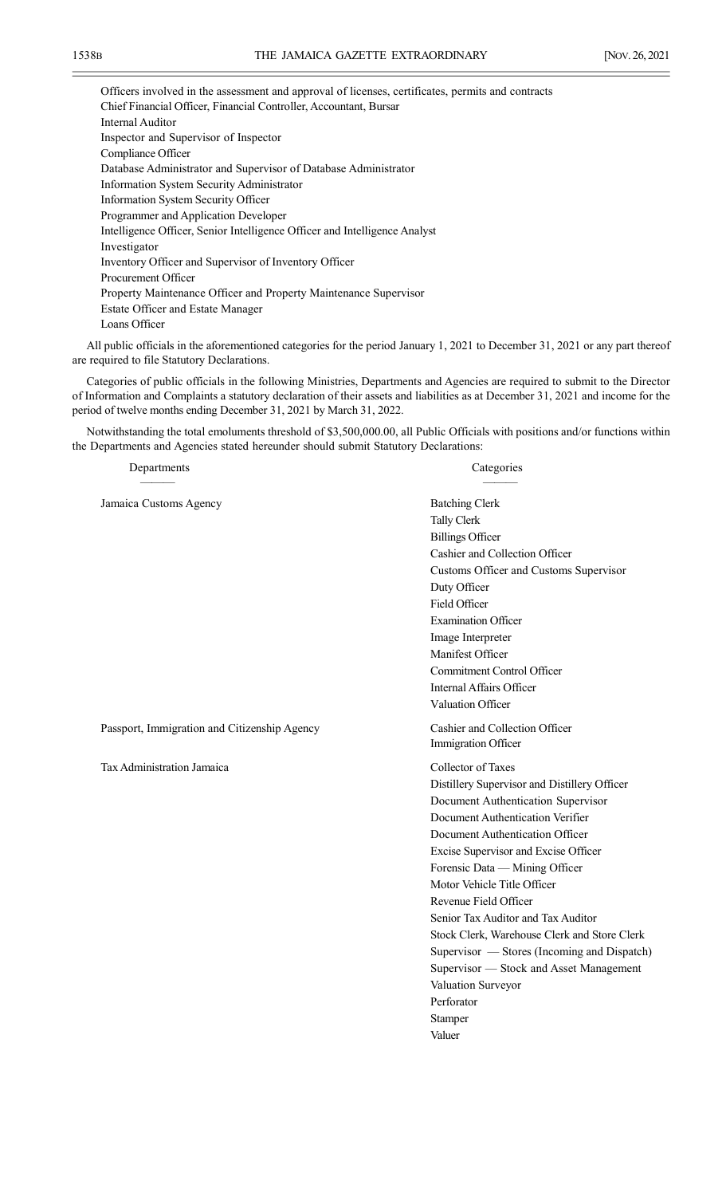Officers involved in the assessment and approval of licenses, certificates, permits and contracts
Chief Financial Officer, Financial Controller, Accountant, Bursar
Internal Auditor
Inspector and Supervisor of Inspector
Compliance Officer
Database Administrator and Supervisor of Database Administrator
Information System Security Administrator
Information System Security Officer
Programmer and Application Developer
Intelligence Officer, Senior Intelligence Officer and Intelligence Analyst
Investigator
Inventory Officer and Supervisor of Inventory Officer
Procurement Officer
Property Maintenance Officer and Property Maintenance Supervisor
Estate Officer and Estate Manager
Loans Officer

All public officials in the aforementioned categories for the period January 1, 2021 to December 31, 2021 or any part thereof are required to file Statutory Declarations.

Categories of public officials in the following Ministries, Departments and Agencies are required to submit to the Director of Information and Complaints a statutory declaration of their assets and liabilities as at December 31, 2021 and income for the period of twelve months ending December 31, 2021 by March 31, 2022.

Notwithstanding the total emoluments threshold of $3,500,000.00, all Public Officials with positions and/or functions within the Departments and Agencies stated hereunder should submit Statutory Declarations:

| Departments | Categories |
|---|---|
| Jamaica Customs Agency | Batching Clerk |
| | Tally Clerk |
| | Billings Officer |
| | Cashier and Collection Officer |
| | Customs Officer and Customs Supervisor |
| | Duty Officer |
| | Field Officer |
| | Examination Officer |
| | Image Interpreter |
| | Manifest Officer |
| | Commitment Control Officer |
| | Internal Affairs Officer |
| | Valuation Officer |
| Passport, Immigration and Citizenship Agency | Cashier and Collection Officer |
| | Immigration Officer |
| Tax Administration Jamaica | Collector of Taxes |
| | Distillery Supervisor and Distillery Officer |
| | Document Authentication Supervisor |
| | Document Authentication Verifier |
| | Document Authentication Officer |
| | Excise Supervisor and Excise Officer |
| | Forensic Data — Mining Officer |
| | Motor Vehicle Title Officer |
| | Revenue Field Officer |
| | Senior Tax Auditor and Tax Auditor |
| | Stock Clerk, Warehouse Clerk and Store Clerk |
| | Supervisor — Stores (Incoming and Dispatch) |
| | Supervisor — Stock and Asset Management |
| | Valuation Surveyor |
| | Perforator |
| | Stamper |
| | Valuer |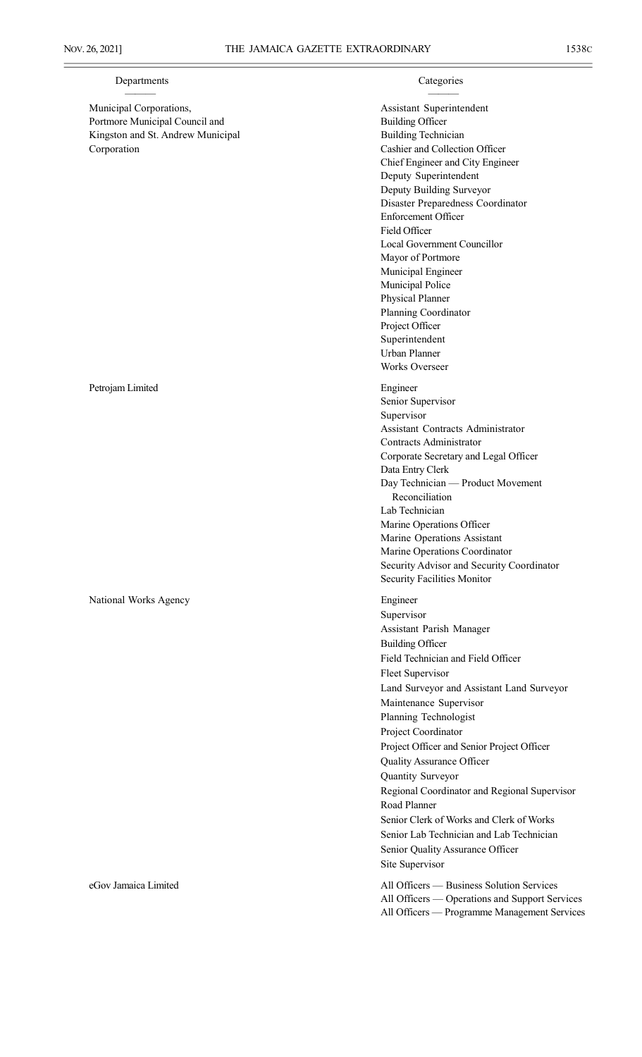| Departments | Categories |
| --- | --- |
| Municipal Corporations, Portmore Municipal Council and Kingston and St. Andrew Municipal Corporation | Assistant Superintendent |
| | Building Officer |
| | Building Technician |
| | Cashier and Collection Officer |
| | Chief Engineer and City Engineer |
| | Deputy Superintendent |
| | Deputy Building Surveyor |
| | Disaster Preparedness Coordinator |
| | Enforcement Officer |
| | Field Officer |
| | Local Government Councillor |
| | Mayor of Portmore |
| | Municipal Engineer |
| | Municipal Police |
| | Physical Planner |
| | Planning Coordinator |
| | Project Officer |
| | Superintendent |
| | Urban Planner |
| | Works Overseer |
| Petrojam Limited | Engineer |
| | Senior Supervisor |
| | Supervisor |
| | Assistant Contracts Administrator |
| | Contracts Administrator |
| | Corporate Secretary and Legal Officer |
| | Data Entry Clerk |
| | Day Technician — Product Movement Reconciliation |
| | Lab Technician |
| | Marine Operations Officer |
| | Marine Operations Assistant |
| | Marine Operations Coordinator |
| | Security Advisor and Security Coordinator |
| | Security Facilities Monitor |
| National Works Agency | Engineer |
| | Supervisor |
| | Assistant Parish Manager |
| | Building Officer |
| | Field Technician and Field Officer |
| | Fleet Supervisor |
| | Land Surveyor and Assistant Land Surveyor |
| | Maintenance Supervisor |
| | Planning Technologist |
| | Project Coordinator |
| | Project Officer and Senior Project Officer |
| | Quality Assurance Officer |
| | Quantity Surveyor |
| | Regional Coordinator and Regional Supervisor |
| | Road Planner |
| | Senior Clerk of Works and Clerk of Works |
| | Senior Lab Technician and Lab Technician |
| | Senior Quality Assurance Officer |
| | Site Supervisor |
| eGov Jamaica Limited | All Officers — Business Solution Services |
| | All Officers — Operations and Support Services |
| | All Officers — Programme Management Services |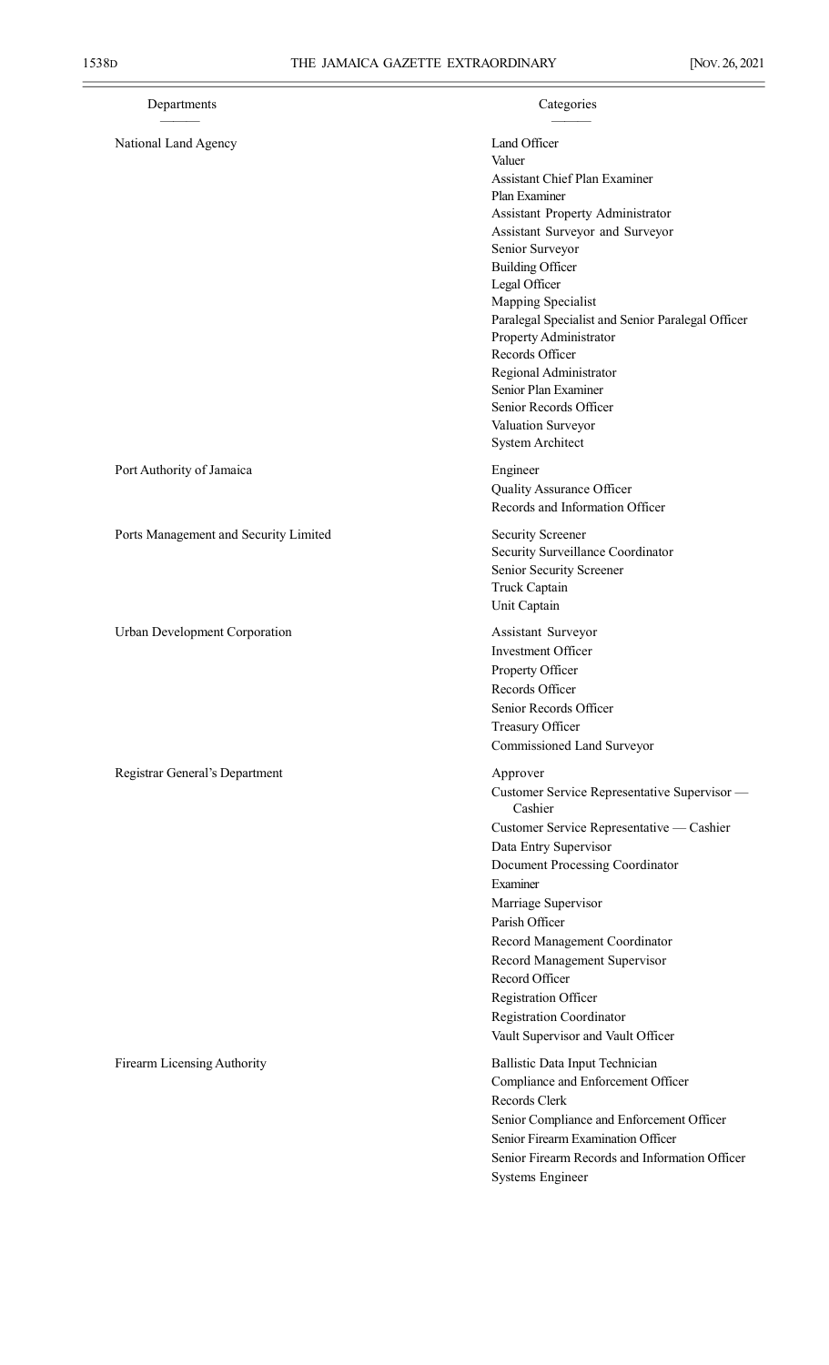| Departments | Categories |
| --- | --- |
| National Land Agency | Land Officer |
| | Valuer |
| | Assistant Chief Plan Examiner |
| | Plan Examiner |
| | Assistant Property Administrator |
| | Assistant Surveyor and Surveyor |
| | Senior Surveyor |
| | Building Officer |
| | Legal Officer |
| | Mapping Specialist |
| | Paralegal Specialist and Senior Paralegal Officer |
| | Property Administrator |
| | Records Officer |
| | Regional Administrator |
| | Senior Plan Examiner |
| | Senior Records Officer |
| | Valuation Surveyor |
| | System Architect |
| Port Authority of Jamaica | Engineer |
| | Quality Assurance Officer |
| | Records and Information Officer |
| Ports Management and Security Limited | Security Screener |
| | Security Surveillance Coordinator |
| | Senior Security Screener |
| | Truck Captain |
| | Unit Captain |
| Urban Development Corporation | Assistant Surveyor |
| | Investment Officer |
| | Property Officer |
| | Records Officer |
| | Senior Records Officer |
| | Treasury Officer |
| | Commissioned Land Surveyor |
| Registrar General's Department | Approver |
| | Customer Service Representative Supervisor — Cashier |
| | Customer Service Representative — Cashier |
| | Data Entry Supervisor |
| | Document Processing Coordinator |
| | Examiner |
| | Marriage Supervisor |
| | Parish Officer |
| | Record Management Coordinator |
| | Record Management Supervisor |
| | Record Officer |
| | Registration Officer |
| | Registration Coordinator |
| | Vault Supervisor and Vault Officer |
| Firearm Licensing Authority | Ballistic Data Input Technician |
| | Compliance and Enforcement Officer |
| | Records Clerk |
| | Senior Compliance and Enforcement Officer |
| | Senior Firearm Examination Officer |
| | Senior Firearm Records and Information Officer |
| | Systems Engineer |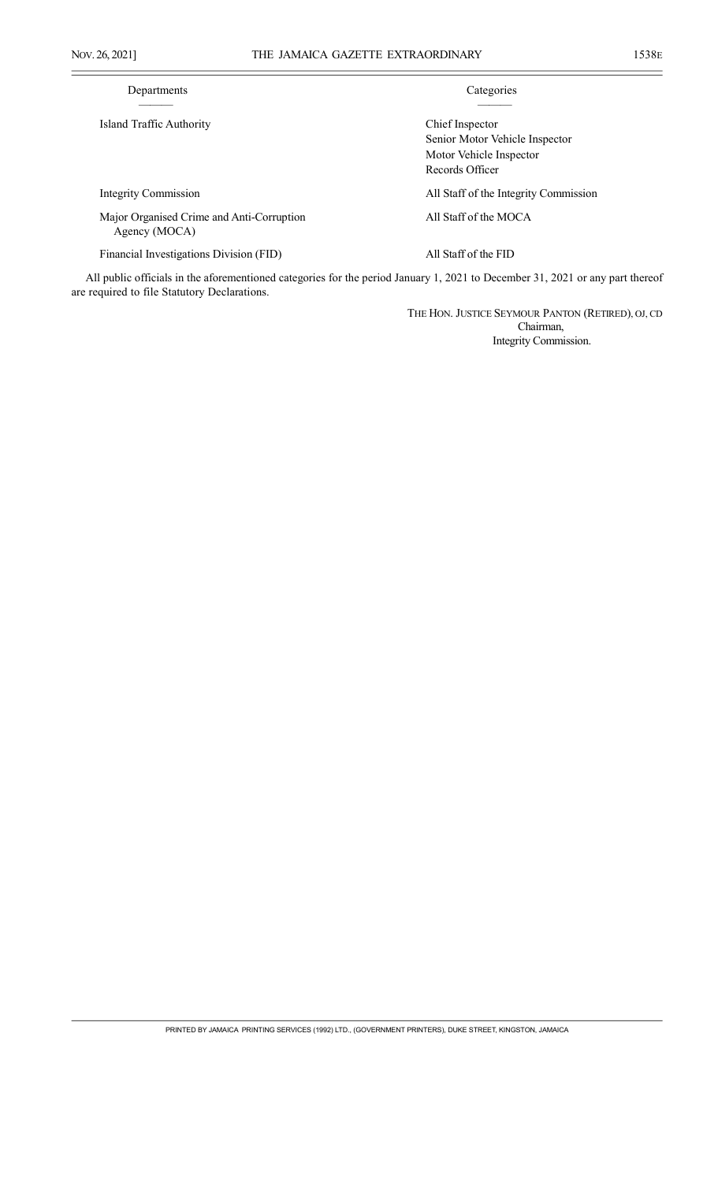| Departments | Categories |
|---|---|
| Island Traffic Authority | Chief Inspector<br>Senior Motor Vehicle Inspector<br>Motor Vehicle Inspector<br>Records Officer |
| Integrity Commission | All Staff of the Integrity Commission |
| Major Organised Crime and Anti-Corruption Agency (MOCA) | All Staff of the MOCA |
| Financial Investigations Division (FID) | All Staff of the FID |

All public officials in the aforementioned categories for the period January 1, 2021 to December 31, 2021 or any part thereof are required to file Statutory Declarations.

THE HON. JUSTICE SEYMOUR PANTON (RETIRED), OJ, CD
Chairman,
Integrity Commission.

PRINTED BY JAMAICA PRINTING SERVICES (1992) LTD., (GOVERNMENT PRINTERS), DUKE STREET, KINGSTON, JAMAICA